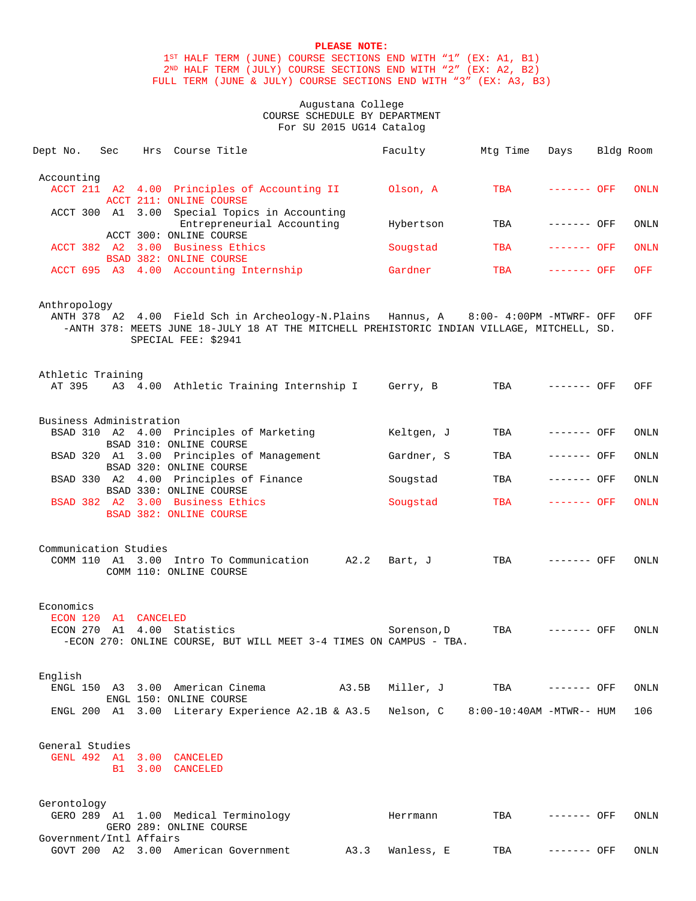**PLEASE NOTE:**
1ST HALF TERM (JUNE) COURSE SECTIONS END WITH "1" (EX: A1, B1)
2ND HALF TERM (JULY) COURSE SECTIONS END WITH "2" (EX: A2, B2)
FULL TERM (JUNE & JULY) COURSE SECTIONS END WITH "3" (EX: A3, B3)

Augustana College
COURSE SCHEDULE BY DEPARTMENT
For SU 2015 UG14 Catalog

| Dept No. | Sec | Hrs | Course Title | Faculty | Mtg Time | Days | Bldg | Room |
|---|---|---|---|---|---|---|---|---|
| **Accounting** | | | | | | | | |
| ACCT 211 | A2 | 4.00 | Principles of Accounting II | Olson, A | TBA | ------- | OFF | ONLN |
| | | | ACCT 211: ONLINE COURSE | | | | | |
| ACCT 300 | A1 | 3.00 | Special Topics in Accounting | | | | | |
| | | | Entrepreneurial Accounting | Hybertson | TBA | ------- | OFF | ONLN |
| | | | ACCT 300: ONLINE COURSE | | | | | |
| ACCT 382 | A2 | 3.00 | Business Ethics | Sougstad | TBA | ------- | OFF | ONLN |
| | | | BSAD 382: ONLINE COURSE | | | | | |
| ACCT 695 | A3 | 4.00 | Accounting Internship | Gardner | TBA | ------- | OFF | OFF |
| **Anthropology** | | | | | | | | |
| ANTH 378 | A2 | 4.00 | Field Sch in Archeology-N.Plains | Hannus, A | 8:00- 4:00PM | -MTWRF- | OFF | OFF |
| | | | -ANTH 378: MEETS JUNE 18-JULY 18 AT THE MITCHELL PREHISTORIC INDIAN VILLAGE, MITCHELL, SD. SPECIAL FEE: $2941 | | | | | |
| **Athletic Training** | | | | | | | | |
| AT 395 | A3 | 4.00 | Athletic Training Internship I | Gerry, B | TBA | ------- | OFF | OFF |
| **Business Administration** | | | | | | | | |
| BSAD 310 | A2 | 4.00 | Principles of Marketing | Keltgen, J | TBA | ------- | OFF | ONLN |
| | | | BSAD 310: ONLINE COURSE | | | | | |
| BSAD 320 | A1 | 3.00 | Principles of Management | Gardner, S | TBA | ------- | OFF | ONLN |
| | | | BSAD 320: ONLINE COURSE | | | | | |
| BSAD 330 | A2 | 4.00 | Principles of Finance | Sougstad | TBA | ------- | OFF | ONLN |
| | | | BSAD 330: ONLINE COURSE | | | | | |
| BSAD 382 | A2 | 3.00 | Business Ethics | Sougstad | TBA | ------- | OFF | ONLN |
| | | | BSAD 382: ONLINE COURSE | | | | | |
| **Communication Studies** | | | | | | | | |
| COMM 110 | A1 | 3.00 | Intro To Communication A2.2 | Bart, J | TBA | ------- | OFF | ONLN |
| | | | COMM 110: ONLINE COURSE | | | | | |
| **Economics** | | | | | | | | |
| ECON 120 | A1 | | CANCELED | | | | | |
| ECON 270 | A1 | 4.00 | Statistics | Sorenson,D | TBA | ------- | OFF | ONLN |
| | | | -ECON 270: ONLINE COURSE, BUT WILL MEET 3-4 TIMES ON CAMPUS - TBA. | | | | | |
| **English** | | | | | | | | |
| ENGL 150 | A3 | 3.00 | American Cinema A3.5B | Miller, J | TBA | ------- | OFF | ONLN |
| | | | ENGL 150: ONLINE COURSE | | | | | |
| ENGL 200 | A1 | 3.00 | Literary Experience A2.1B & A3.5 | Nelson, C | 8:00-10:40AM | -MTWR-- | HUM | 106 |
| **General Studies** | | | | | | | | |
| GENL 492 | A1 | 3.00 | CANCELED | | | | | |
| | B1 | 3.00 | CANCELED | | | | | |
| **Gerontology** | | | | | | | | |
| GERO 289 | A1 | 1.00 | Medical Terminology | Herrmann | TBA | ------- | OFF | ONLN |
| | | | GERO 289: ONLINE COURSE | | | | | |
| **Government/Intl Affairs** | | | | | | | | |
| GOVT 200 | A2 | 3.00 | American Government A3.3 | Wanless, E | TBA | ------- | OFF | ONLN |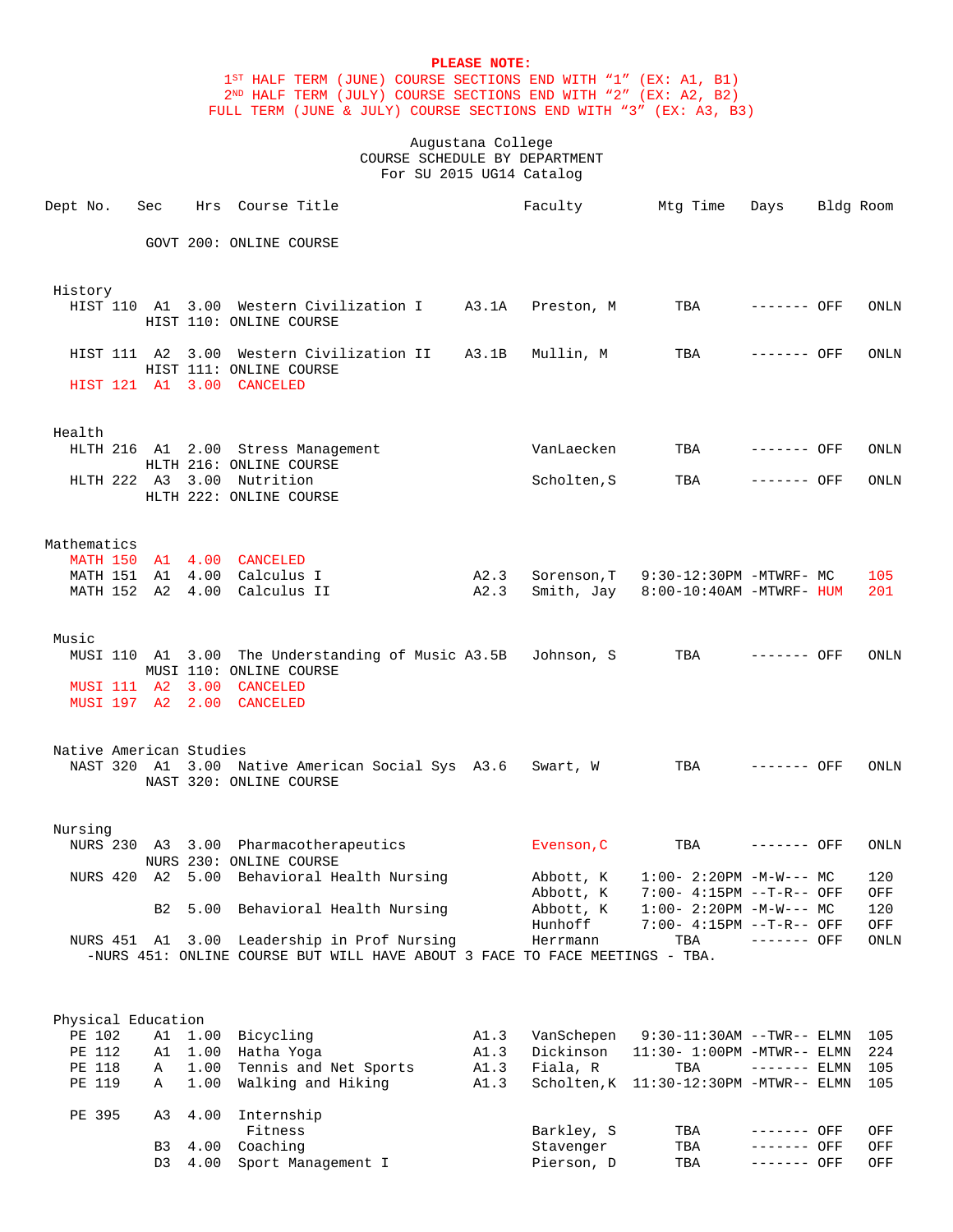**PLEASE NOTE:**

1ST HALF TERM (JUNE) COURSE SECTIONS END WITH "1" (EX: A1, B1)
2ND HALF TERM (JULY) COURSE SECTIONS END WITH "2" (EX: A2, B2)
FULL TERM (JUNE & JULY) COURSE SECTIONS END WITH "3" (EX: A3, B3)

Augustana College
COURSE SCHEDULE BY DEPARTMENT
For SU 2015 UG14 Catalog

| Dept No. | Sec | Hrs | Course Title | | Faculty | Mtg Time | Days | Bldg | Room |
|---|---|---|---|---|---|---|---|---|---|
| | GOVT 200: ONLINE COURSE | | | | | | | | |
| **History** | | | | | | | | | |
| HIST 110 | A1 | 3.00 | Western Civilization I | A3.1A | Preston, M | TBA | ------- | OFF | ONLN |
| | HIST 110: ONLINE COURSE | | | | | | | | |
| HIST 111 | A2 | 3.00 | Western Civilization II | A3.1B | Mullin, M | TBA | ------- | OFF | ONLN |
| | HIST 111: ONLINE COURSE | | | | | | | | |
| HIST 121 | A1 | 3.00 | CANCELED | | | | | | |
| **Health** | | | | | | | | | |
| HLTH 216 | A1 | 2.00 | Stress Management | | VanLaecken | TBA | ------- | OFF | ONLN |
| | HLTH 216: ONLINE COURSE | | | | | | | | |
| HLTH 222 | A3 | 3.00 | Nutrition | | Scholten,S | TBA | ------- | OFF | ONLN |
| | HLTH 222: ONLINE COURSE | | | | | | | | |
| **Mathematics** | | | | | | | | | |
| MATH 150 | A1 | 4.00 | CANCELED | | | | | | |
| MATH 151 | A1 | 4.00 | Calculus I | A2.3 | Sorenson,T | 9:30-12:30PM | -MTWRF- | MC | 105 |
| MATH 152 | A2 | 4.00 | Calculus II | A2.3 | Smith, Jay | 8:00-10:40AM | -MTWRF- | HUM | 201 |
| **Music** | | | | | | | | | |
| MUSI 110 | A1 | 3.00 | The Understanding of Music | A3.5B | Johnson, S | TBA | ------- | OFF | ONLN |
| | MUSI 110: ONLINE COURSE | | | | | | | | |
| MUSI 111 | A2 | 3.00 | CANCELED | | | | | | |
| MUSI 197 | A2 | 2.00 | CANCELED | | | | | | |
| **Native American Studies** | | | | | | | | | |
| NAST 320 | A1 | 3.00 | Native American Social Sys | A3.6 | Swart, W | TBA | ------- | OFF | ONLN |
| | NAST 320: ONLINE COURSE | | | | | | | | |
| **Nursing** | | | | | | | | | |
| NURS 230 | A3 | 3.00 | Pharmacotherapeutics | | Evenson,C | TBA | ------- | OFF | ONLN |
| | NURS 230: ONLINE COURSE | | | | | | | | |
| NURS 420 | A2 | 5.00 | Behavioral Health Nursing | | Abbott, K | 1:00- 2:20PM | -M-W--- | MC | 120 |
| | | | | | Abbott, K | 7:00- 4:15PM | --T-R-- | OFF | OFF |
| | B2 | 5.00 | Behavioral Health Nursing | | Abbott, K | 1:00- 2:20PM | -M-W--- | MC | 120 |
| | | | | | Hunhoff | 7:00- 4:15PM | --T-R-- | OFF | OFF |
| NURS 451 | A1 | 3.00 | Leadership in Prof Nursing | | Herrmann | TBA | ------- | OFF | ONLN |
| -NURS 451: ONLINE COURSE BUT WILL HAVE ABOUT 3 FACE TO FACE MEETINGS - TBA. | | | | | | | | | |
| **Physical Education** | | | | | | | | | |
| PE 102 | A1 | 1.00 | Bicycling | A1.3 | VanSchepen | 9:30-11:30AM | --TWR-- | ELMN | 105 |
| PE 112 | A1 | 1.00 | Hatha Yoga | A1.3 | Dickinson | 11:30- 1:00PM | -MTWR-- | ELMN | 224 |
| PE 118 | A | 1.00 | Tennis and Net Sports | A1.3 | Fiala, R | TBA | ------- | ELMN | 105 |
| PE 119 | A | 1.00 | Walking and Hiking | A1.3 | Scholten,K | 11:30-12:30PM | -MTWR-- | ELMN | 105 |
| PE 395 | A3 | 4.00 | Internship | | | | | | |
| | | | Fitness | | Barkley, S | TBA | ------- | OFF | OFF |
| | B3 | 4.00 | Coaching | | Stavenger | TBA | ------- | OFF | OFF |
| | D3 | 4.00 | Sport Management I | | Pierson, D | TBA | ------- | OFF | OFF |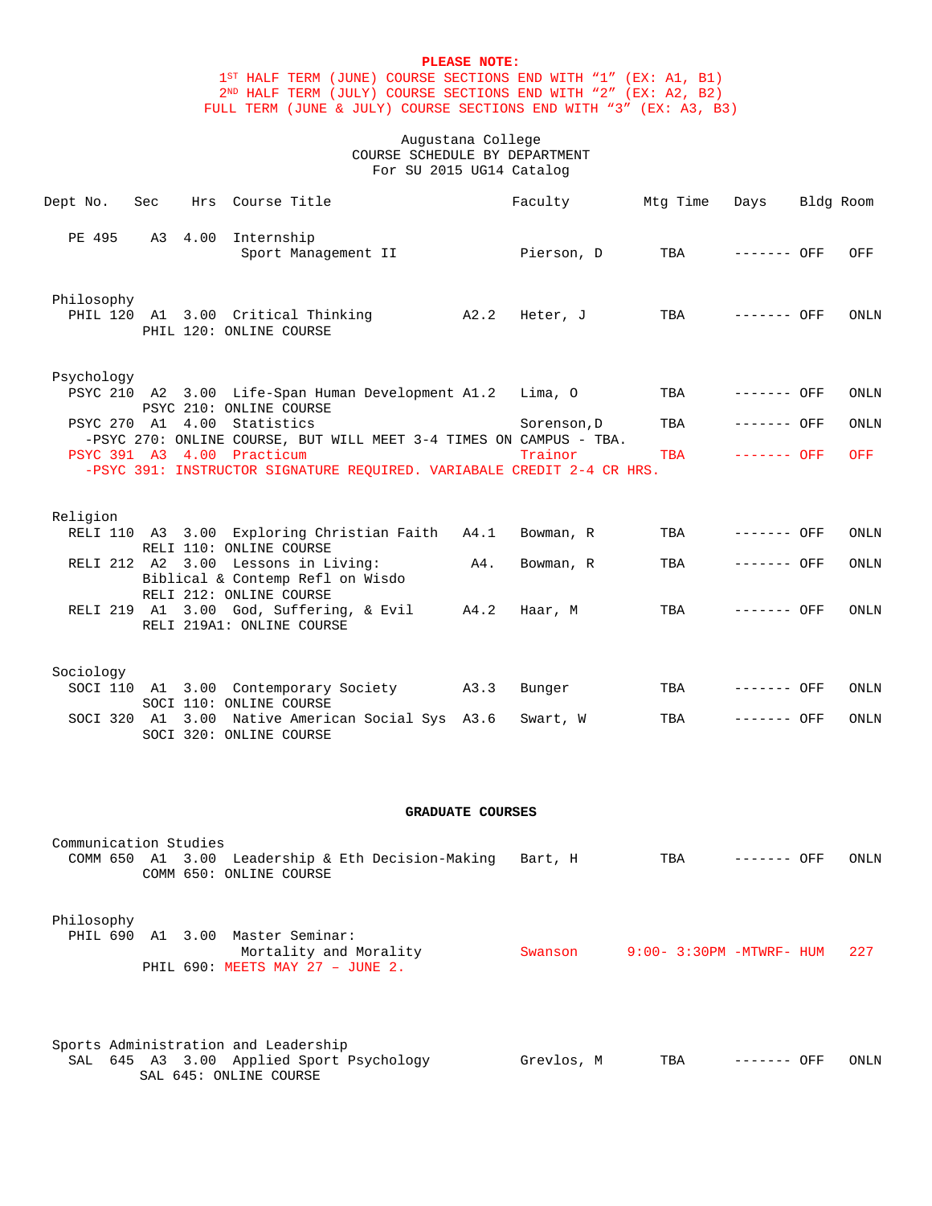**PLEASE NOTE:**
1ST HALF TERM (JUNE) COURSE SECTIONS END WITH "1" (EX: A1, B1)
2ND HALF TERM (JULY) COURSE SECTIONS END WITH "2" (EX: A2, B2)
FULL TERM (JUNE & JULY) COURSE SECTIONS END WITH "3" (EX: A3, B3)

Augustana College
COURSE SCHEDULE BY DEPARTMENT
For SU 2015 UG14 Catalog

| Dept No. | Sec | Hrs | Course Title | | Faculty | Mtg Time | Days | Bldg | Room |
|---|---|---|---|---|---|---|---|---|---|
| PE 495 | A3 | 4.00 | Internship Sport Management II | | Pierson, D | TBA | ------- | OFF | OFF |
| **Philosophy** | | | | | | | | | |
| PHIL 120 | A1 | 3.00 | Critical Thinking | A2.2 | Heter, J | TBA | ------- | OFF | ONLN |
| | | | PHIL 120: ONLINE COURSE | | | | | | |
| **Psychology** | | | | | | | | | |
| PSYC 210 | A2 | 3.00 | Life-Span Human Development | A1.2 | Lima, O | TBA | ------- | OFF | ONLN |
| | | | PSYC 210: ONLINE COURSE | | | | | | |
| PSYC 270 | A1 | 4.00 | Statistics | | Sorenson,D | TBA | ------- | OFF | ONLN |
| | | | -PSYC 270: ONLINE COURSE, BUT WILL MEET 3-4 TIMES ON CAMPUS - TBA. | | | | | | |
| PSYC 391 | A3 | 4.00 | Practicum | | Trainor | TBA | ------- | OFF | OFF |
| | | | -PSYC 391: INSTRUCTOR SIGNATURE REQUIRED. VARIABALE CREDIT 2-4 CR HRS. | | | | | | |
| **Religion** | | | | | | | | | |
| RELI 110 | A3 | 3.00 | Exploring Christian Faith | A4.1 | Bowman, R | TBA | ------- | OFF | ONLN |
| | | | RELI 110: ONLINE COURSE | | | | | | |
| RELI 212 | A2 | 3.00 | Lessons in Living: Biblical & Contemp Refl on Wisdo | A4. | Bowman, R | TBA | ------- | OFF | ONLN |
| | | | RELI 212: ONLINE COURSE | | | | | | |
| RELI 219 | A1 | 3.00 | God, Suffering, & Evil | A4.2 | Haar, M | TBA | ------- | OFF | ONLN |
| | | | RELI 219A1: ONLINE COURSE | | | | | | |
| **Sociology** | | | | | | | | | |
| SOCI 110 | A1 | 3.00 | Contemporary Society | A3.3 | Bunger | TBA | ------- | OFF | ONLN |
| | | | SOCI 110: ONLINE COURSE | | | | | | |
| SOCI 320 | A1 | 3.00 | Native American Social Sys | A3.6 | Swart, W | TBA | ------- | OFF | ONLN |
| | | | SOCI 320: ONLINE COURSE | | | | | | |

## GRADUATE COURSES

| Dept No. | Sec | Hrs | Course Title | Faculty | Mtg Time | Days | Bldg | Room |
|---|---|---|---|---|---|---|---|---|
| **Communication Studies** | | | | | | | | |
| COMM 650 | A1 | 3.00 | Leadership & Eth Decision-Making | Bart, H | TBA | ------- | OFF | ONLN |
| | | | COMM 650: ONLINE COURSE | | | | | |
| **Philosophy** | | | | | | | | |
| PHIL 690 | A1 | 3.00 | Master Seminar: Mortality and Morality | Swanson | 9:00- 3:30PM | -MTWRF- | HUM | 227 |
| | | | PHIL 690: MEETS MAY 27 – JUNE 2. | | | | | |
| **Sports Administration and Leadership** | | | | | | | | |
| SAL 645 | A3 | 3.00 | Applied Sport Psychology | Grevlos, M | TBA | ------- | OFF | ONLN |
| | | | SAL 645: ONLINE COURSE | | | | | |